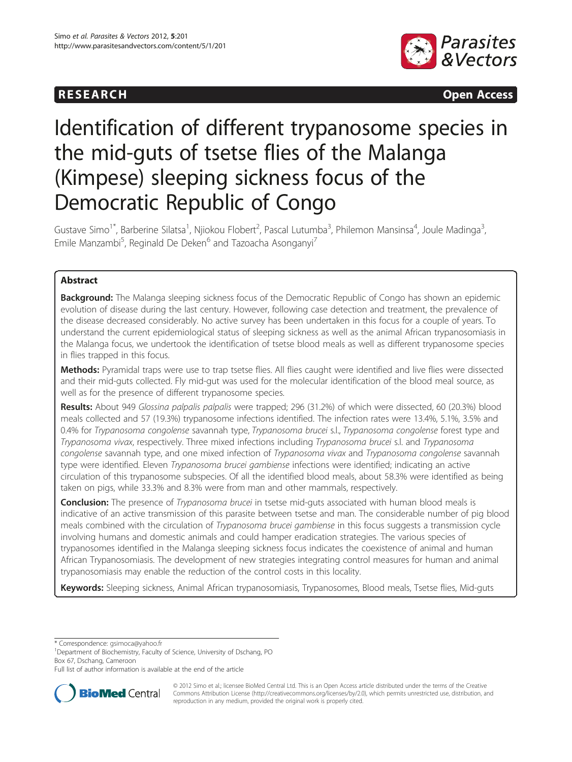RESEARCH Open Access

# Identification of different trypanosome species in the mid-guts of tsetse flies of the Malanga (Kimpese) sleeping sickness focus of the Democratic Republic of Congo

Gustave Simo[1*], Barberine Silatsa[1], Njiokou Flobert[2], Pascal Lutumba[3], Philemon Mansinsa[4], Joule Madinga[3], Emile Manzambi[5], Reginald De Deken[6] and Tazoacha Asonganyi[7]

## Abstract

**Background:** The Malanga sleeping sickness focus of the Democratic Republic of Congo has shown an epidemic evolution of disease during the last century. However, following case detection and treatment, the prevalence of the disease decreased considerably. No active survey has been undertaken in this focus for a couple of years. To understand the current epidemiological status of sleeping sickness as well as the animal African trypanosomiasis in the Malanga focus, we undertook the identification of tsetse blood meals as well as different trypanosome species in flies trapped in this focus.

**Methods:** Pyramidal traps were use to trap tsetse flies. All flies caught were identified and live flies were dissected and their mid-guts collected. Fly mid-gut was used for the molecular identification of the blood meal source, as well as for the presence of different trypanosome species.

**Results:** About 949 *Glossina palpalis palpalis* were trapped; 296 (31.2%) of which were dissected, 60 (20.3%) blood meals collected and 57 (19.3%) trypanosome infections identified. The infection rates were 13.4%, 5.1%, 3.5% and 0.4% for *Trypanosoma congolense* savannah type, *Trypanosoma brucei* s.l., *Trypanosoma congolense* forest type and *Trypanosoma vivax*, respectively. Three mixed infections including *Trypanosoma brucei* s.l. and *Trypanosoma congolense* savannah type, and one mixed infection of *Trypanosoma vivax* and *Trypanosoma congolense* savannah type were identified. Eleven *Trypanosoma brucei gambiense* infections were identified; indicating an active circulation of this trypanosome subspecies. Of all the identified blood meals, about 58.3% were identified as being taken on pigs, while 33.3% and 8.3% were from man and other mammals, respectively.

**Conclusion:** The presence of *Trypanosoma brucei* in tsetse mid-guts associated with human blood meals is indicative of an active transmission of this parasite between tsetse and man. The considerable number of pig blood meals combined with the circulation of *Trypanosoma brucei gambiense* in this focus suggests a transmission cycle involving humans and domestic animals and could hamper eradication strategies. The various species of trypanosomes identified in the Malanga sleeping sickness focus indicates the coexistence of animal and human African Trypanosomiasis. The development of new strategies integrating control measures for human and animal trypanosomiasis may enable the reduction of the control costs in this locality.

**Keywords:** Sleeping sickness, Animal African trypanosomiasis, Trypanosomes, Blood meals, Tsetse flies, Mid-guts

---

\* Correspondence: gsimoca@yahoo.fr
[1]Department of Biochemistry, Faculty of Science, University of Dschang, PO Box 67, Dschang, Cameroon
Full list of author information is available at the end of the article

© 2012 Simo et al.; licensee BioMed Central Ltd. This is an Open Access article distributed under the terms of the Creative Commons Attribution License (http://creativecommons.org/licenses/by/2.0), which permits unrestricted use, distribution, and reproduction in any medium, provided the original work is properly cited.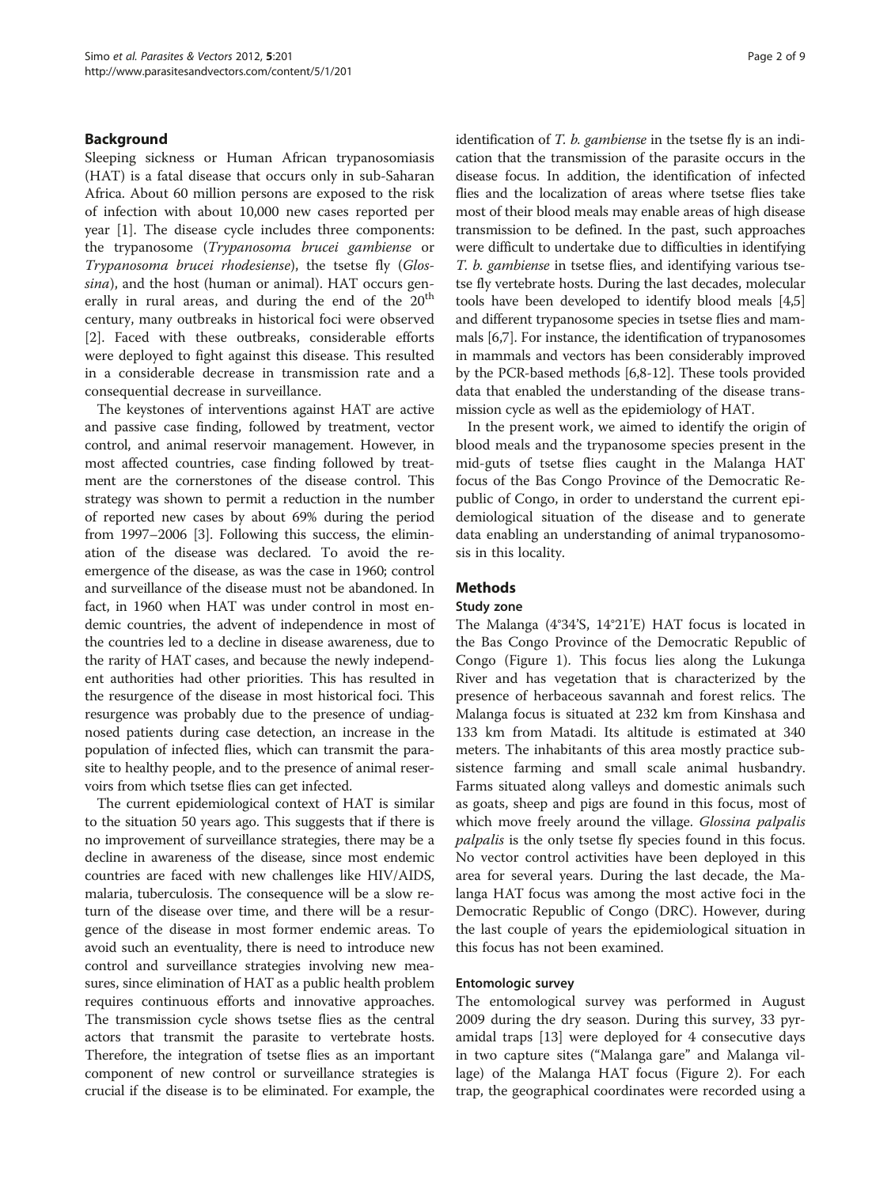## Background

Sleeping sickness or Human African trypanosomiasis (HAT) is a fatal disease that occurs only in sub-Saharan Africa. About 60 million persons are exposed to the risk of infection with about 10,000 new cases reported per year [1]. The disease cycle includes three components: the trypanosome (*Trypanosoma brucei gambiense* or *Trypanosoma brucei rhodesiense*), the tsetse fly (*Glossina*), and the host (human or animal). HAT occurs generally in rural areas, and during the end of the 20[th] century, many outbreaks in historical foci were observed [2]. Faced with these outbreaks, considerable efforts were deployed to fight against this disease. This resulted in a considerable decrease in transmission rate and a consequential decrease in surveillance.

The keystones of interventions against HAT are active and passive case finding, followed by treatment, vector control, and animal reservoir management. However, in most affected countries, case finding followed by treatment are the cornerstones of the disease control. This strategy was shown to permit a reduction in the number of reported new cases by about 69% during the period from 1997–2006 [3]. Following this success, the elimination of the disease was declared. To avoid the re-emergence of the disease, as was the case in 1960; control and surveillance of the disease must not be abandoned. In fact, in 1960 when HAT was under control in most endemic countries, the advent of independence in most of the countries led to a decline in disease awareness, due to the rarity of HAT cases, and because the newly independent authorities had other priorities. This has resulted in the resurgence of the disease in most historical foci. This resurgence was probably due to the presence of undiagnosed patients during case detection, an increase in the population of infected flies, which can transmit the parasite to healthy people, and to the presence of animal reservoirs from which tsetse flies can get infected.

The current epidemiological context of HAT is similar to the situation 50 years ago. This suggests that if there is no improvement of surveillance strategies, there may be a decline in awareness of the disease, since most endemic countries are faced with new challenges like HIV/AIDS, malaria, tuberculosis. The consequence will be a slow return of the disease over time, and there will be a resurgence of the disease in most former endemic areas. To avoid such an eventuality, there is need to introduce new control and surveillance strategies involving new measures, since elimination of HAT as a public health problem requires continuous efforts and innovative approaches. The transmission cycle shows tsetse flies as the central actors that transmit the parasite to vertebrate hosts. Therefore, the integration of tsetse flies as an important component of new control or surveillance strategies is crucial if the disease is to be eliminated. For example, the identification of *T. b. gambiense* in the tsetse fly is an indication that the transmission of the parasite occurs in the disease focus. In addition, the identification of infected flies and the localization of areas where tsetse flies take most of their blood meals may enable areas of high disease transmission to be defined. In the past, such approaches were difficult to undertake due to difficulties in identifying *T. b. gambiense* in tsetse flies, and identifying various tsetse fly vertebrate hosts. During the last decades, molecular tools have been developed to identify blood meals [4,5] and different trypanosome species in tsetse flies and mammals [6,7]. For instance, the identification of trypanosomes in mammals and vectors has been considerably improved by the PCR-based methods [6,8-12]. These tools provided data that enabled the understanding of the disease transmission cycle as well as the epidemiology of HAT.

In the present work, we aimed to identify the origin of blood meals and the trypanosome species present in the mid-guts of tsetse flies caught in the Malanga HAT focus of the Bas Congo Province of the Democratic Republic of Congo, in order to understand the current epidemiological situation of the disease and to generate data enabling an understanding of animal trypanosomosis in this locality.

## Methods

### Study zone

The Malanga (4°34'S, 14°21'E) HAT focus is located in the Bas Congo Province of the Democratic Republic of Congo (Figure 1). This focus lies along the Lukunga River and has vegetation that is characterized by the presence of herbaceous savannah and forest relics. The Malanga focus is situated at 232 km from Kinshasa and 133 km from Matadi. Its altitude is estimated at 340 meters. The inhabitants of this area mostly practice subsistence farming and small scale animal husbandry. Farms situated along valleys and domestic animals such as goats, sheep and pigs are found in this focus, most of which move freely around the village. *Glossina palpalis palpalis* is the only tsetse fly species found in this focus. No vector control activities have been deployed in this area for several years. During the last decade, the Malanga HAT focus was among the most active foci in the Democratic Republic of Congo (DRC). However, during the last couple of years the epidemiological situation in this focus has not been examined.

### Entomologic survey

The entomological survey was performed in August 2009 during the dry season. During this survey, 33 pyramidal traps [13] were deployed for 4 consecutive days in two capture sites ("Malanga gare" and Malanga village) of the Malanga HAT focus (Figure 2). For each trap, the geographical coordinates were recorded using a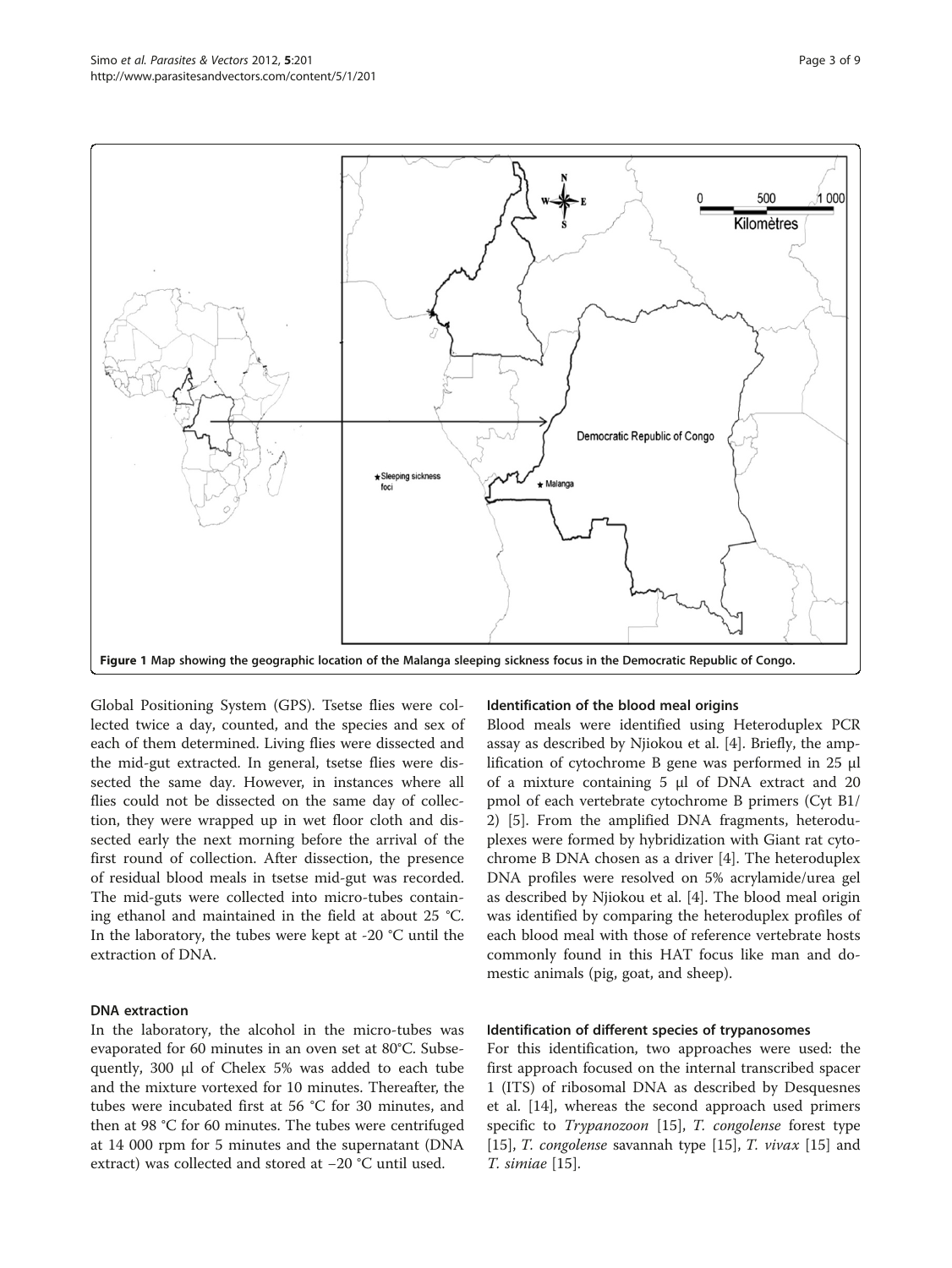Figure 1 Map showing the geographic location of the Malanga sleeping sickness focus in the Democratic Republic of Congo.

Global Positioning System (GPS). Tsetse flies were collected twice a day, counted, and the species and sex of each of them determined. Living flies were dissected and the mid-gut extracted. In general, tsetse flies were dissected the same day. However, in instances where all flies could not be dissected on the same day of collection, they were wrapped up in wet floor cloth and dissected early the next morning before the arrival of the first round of collection. After dissection, the presence of residual blood meals in tsetse mid-gut was recorded. The mid-guts were collected into micro-tubes containing ethanol and maintained in the field at about 25 °C. In the laboratory, the tubes were kept at -20 °C until the extraction of DNA.

### DNA extraction

In the laboratory, the alcohol in the micro-tubes was evaporated for 60 minutes in an oven set at 80°C. Subsequently, 300 μl of Chelex 5% was added to each tube and the mixture vortexed for 10 minutes. Thereafter, the tubes were incubated first at 56 °C for 30 minutes, and then at 98 °C for 60 minutes. The tubes were centrifuged at 14 000 rpm for 5 minutes and the supernatant (DNA extract) was collected and stored at −20 °C until used.

### Identification of the blood meal origins

Blood meals were identified using Heteroduplex PCR assay as described by Njiokou et al. [4]. Briefly, the amplification of cytochrome B gene was performed in 25 μl of a mixture containing 5 μl of DNA extract and 20 pmol of each vertebrate cytochrome B primers (Cyt B1/2) [5]. From the amplified DNA fragments, heteroduplexes were formed by hybridization with Giant rat cytochrome B DNA chosen as a driver [4]. The heteroduplex DNA profiles were resolved on 5% acrylamide/urea gel as described by Njiokou et al. [4]. The blood meal origin was identified by comparing the heteroduplex profiles of each blood meal with those of reference vertebrate hosts commonly found in this HAT focus like man and domestic animals (pig, goat, and sheep).

### Identification of different species of trypanosomes

For this identification, two approaches were used: the first approach focused on the internal transcribed spacer 1 (ITS) of ribosomal DNA as described by Desquesnes et al. [14], whereas the second approach used primers specific to *Trypanozoon* [15], *T. congolense* forest type [15], *T. congolense* savannah type [15], *T. vivax* [15] and *T. simiae* [15].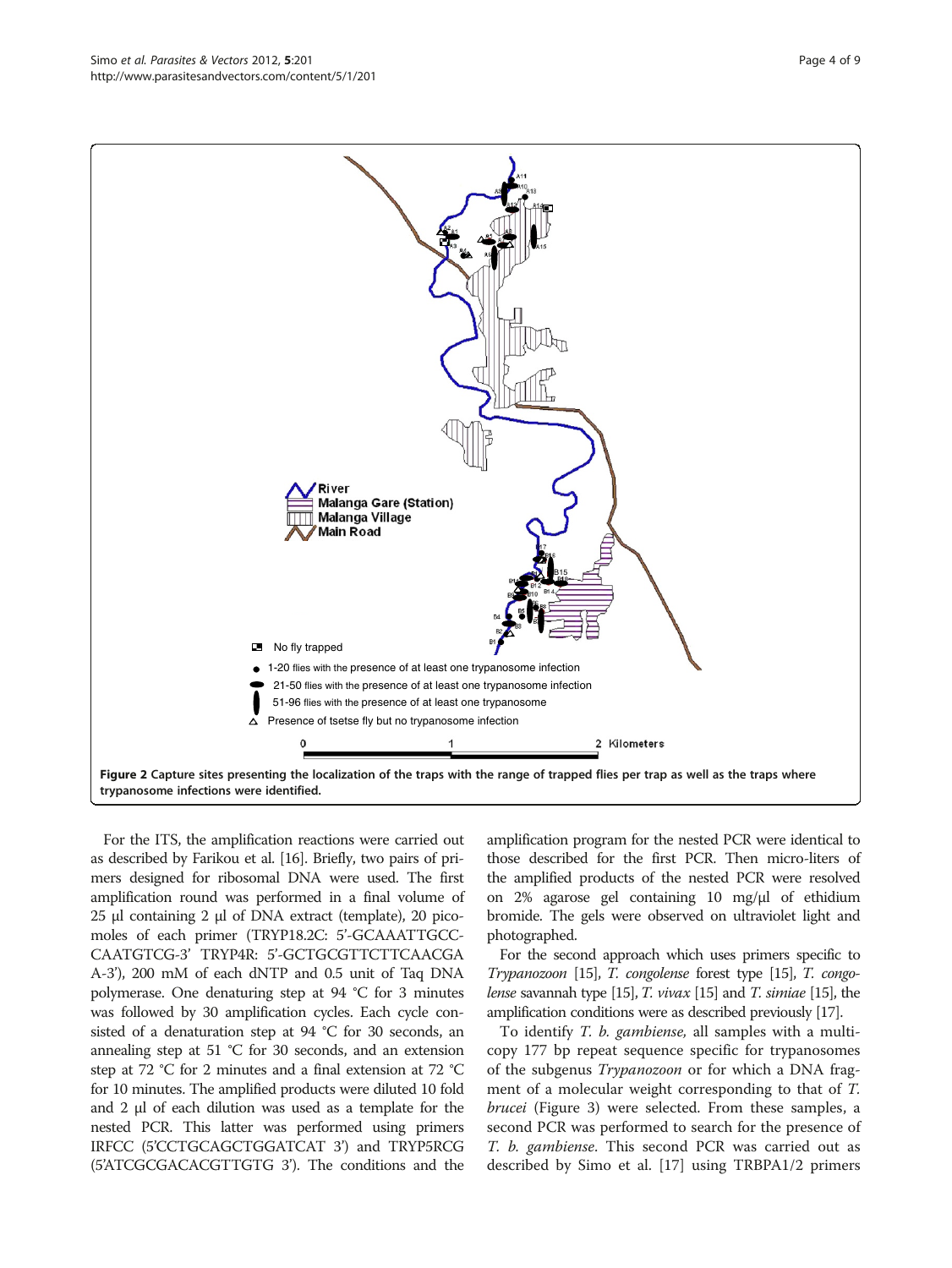**Figure 2** Capture sites presenting the localization of the traps with the range of trapped flies per trap as well as the traps where trypanosome infections were identified.

For the ITS, the amplification reactions were carried out as described by Farikou et al. [16]. Briefly, two pairs of primers designed for ribosomal DNA were used. The first amplification round was performed in a final volume of 25 µl containing 2 µl of DNA extract (template), 20 picomoles of each primer (TRYP18.2C: 5'-GCAAATTGCCCAATGTCG-3' TRYP4R: 5'-GCTGCGTTCTTCAACGAA-3'), 200 mM of each dNTP and 0.5 unit of Taq DNA polymerase. One denaturing step at 94 °C for 3 minutes was followed by 30 amplification cycles. Each cycle consisted of a denaturation step at 94 °C for 30 seconds, an annealing step at 51 °C for 30 seconds, and an extension step at 72 °C for 2 minutes and a final extension at 72 °C for 10 minutes. The amplified products were diluted 10 fold and 2 µl of each dilution was used as a template for the nested PCR. This latter was performed using primers IRFCC (5'CCTGCAGCTGGATCAT 3') and TRYP5RCG (5'ATCGCGACACGTTGTG 3'). The conditions and the amplification program for the nested PCR were identical to those described for the first PCR. Then micro-liters of the amplified products of the nested PCR were resolved on 2% agarose gel containing 10 mg/µl of ethidium bromide. The gels were observed on ultraviolet light and photographed.

For the second approach which uses primers specific to *Trypanozoon* [15], *T. congolense* forest type [15], *T. congolense* savannah type [15], *T. vivax* [15] and *T. simiae* [15], the amplification conditions were as described previously [17].

To identify *T. b. gambiense*, all samples with a multicopy 177 bp repeat sequence specific for trypanosomes of the subgenus *Trypanozoon* or for which a DNA fragment of a molecular weight corresponding to that of *T. brucei* (Figure 3) were selected. From these samples, a second PCR was performed to search for the presence of *T. b. gambiense*. This second PCR was carried out as described by Simo et al. [17] using TRBPA1/2 primers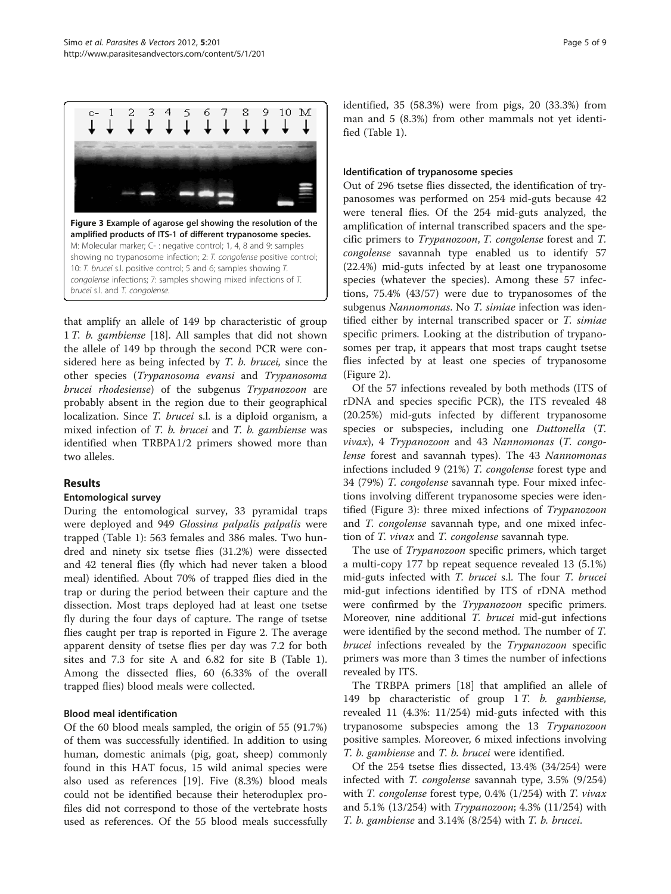**Figure 3 Example of agarose gel showing the resolution of the amplified products of ITS-1 of different trypanosome species.** M: Molecular marker; C- : negative control; 1, 4, 8 and 9: samples showing no trypanosome infection; 2: *T. congolense* positive control; 10: *T. brucei* s.l. positive control; 5 and 6; samples showing *T. congolense* infections; 7: samples showing mixed infections of *T. brucei* s.l. and *T. congolense*.

that amplify an allele of 149 bp characteristic of group 1 *T. b. gambiense* [18]. All samples that did not shown the allele of 149 bp through the second PCR were considered here as being infected by *T. b. brucei*, since the other species (*Trypanosoma evansi* and *Trypanosoma brucei rhodesiense*) of the subgenus *Trypanozoon* are probably absent in the region due to their geographical localization. Since *T. brucei* s.l. is a diploid organism, a mixed infection of *T. b. brucei* and *T. b. gambiense* was identified when TRBPA1/2 primers showed more than two alleles.

## Results

### Entomological survey

During the entomological survey, 33 pyramidal traps were deployed and 949 *Glossina palpalis palpalis* were trapped (Table 1): 563 females and 386 males. Two hundred and ninety six tsetse flies (31.2%) were dissected and 42 teneral flies (fly which had never taken a blood meal) identified. About 70% of trapped flies died in the trap or during the period between their capture and the dissection. Most traps deployed had at least one tsetse fly during the four days of capture. The range of tsetse flies caught per trap is reported in Figure 2. The average apparent density of tsetse flies per day was 7.2 for both sites and 7.3 for site A and 6.82 for site B (Table 1). Among the dissected flies, 60 (6.33% of the overall trapped flies) blood meals were collected.

### Blood meal identification

Of the 60 blood meals sampled, the origin of 55 (91.7%) of them was successfully identified. In addition to using human, domestic animals (pig, goat, sheep) commonly found in this HAT focus, 15 wild animal species were also used as references [19]. Five (8.3%) blood meals could not be identified because their heteroduplex profiles did not correspond to those of the vertebrate hosts used as references. Of the 55 blood meals successfully identified, 35 (58.3%) were from pigs, 20 (33.3%) from man and 5 (8.3%) from other mammals not yet identified (Table 1).

### Identification of trypanosome species

Out of 296 tsetse flies dissected, the identification of trypanosomes was performed on 254 mid-guts because 42 were teneral flies. Of the 254 mid-guts analyzed, the amplification of internal transcribed spacers and the specific primers to *Trypanozoon*, *T. congolense* forest and *T. congolense* savannah type enabled us to identify 57 (22.4%) mid-guts infected by at least one trypanosome species (whatever the species). Among these 57 infections, 75.4% (43/57) were due to trypanosomes of the subgenus *Nannomonas*. No *T. simiae* infection was identified either by internal transcribed spacer or *T. simiae* specific primers. Looking at the distribution of trypanosomes per trap, it appears that most traps caught tsetse flies infected by at least one species of trypanosome (Figure 2).

Of the 57 infections revealed by both methods (ITS of rDNA and species specific PCR), the ITS revealed 48 (20.25%) mid-guts infected by different trypanosome species or subspecies, including one *Duttonella* (*T. vivax*), 4 *Trypanozoon* and 43 *Nannomonas* (*T. congolense* forest and savannah types). The 43 *Nannomonas* infections included 9 (21%) *T. congolense* forest type and 34 (79%) *T. congolense* savannah type. Four mixed infections involving different trypanosome species were identified (Figure 3): three mixed infections of *Trypanozoon* and *T. congolense* savannah type, and one mixed infection of *T. vivax* and *T. congolense* savannah type.

The use of *Trypanozoon* specific primers, which target a multi-copy 177 bp repeat sequence revealed 13 (5.1%) mid-guts infected with *T. brucei* s.l. The four *T. brucei* mid-gut infections identified by ITS of rDNA method were confirmed by the *Trypanozoon* specific primers. Moreover, nine additional *T. brucei* mid-gut infections were identified by the second method. The number of *T. brucei* infections revealed by the *Trypanozoon* specific primers was more than 3 times the number of infections revealed by ITS.

The TRBPA primers [18] that amplified an allele of 149 bp characteristic of group 1 *T. b. gambiense*, revealed 11 (4.3%: 11/254) mid-guts infected with this trypanosome subspecies among the 13 *Trypanozoon* positive samples. Moreover, 6 mixed infections involving *T. b. gambiense* and *T. b. brucei* were identified.

Of the 254 tsetse flies dissected, 13.4% (34/254) were infected with *T. congolense* savannah type, 3.5% (9/254) with *T. congolense* forest type, 0.4% (1/254) with *T. vivax* and 5.1% (13/254) with *Trypanozoon*; 4.3% (11/254) with *T. b. gambiense* and 3.14% (8/254) with *T. b. brucei*.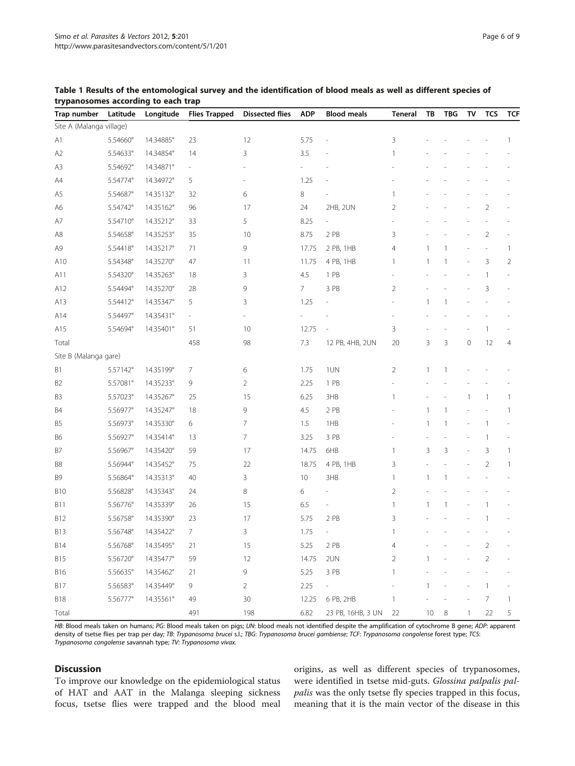**Table 1 Results of the entomological survey and the identification of blood meals as well as different species of trypanosomes according to each trap**

| Trap number | Latitude | Longitude | Flies Trapped | Dissected flies | ADP | Blood meals | Teneral | TB | TBG | TV | TCS | TCF |
|---|---|---|---|---|---|---|---|---|---|---|---|---|
| Site A (Malanga village) | | | | | | | | | | | | |
| A1 | 5.54660° | 14.34885° | 23 | 12 | 5.75 | - | 3 | - | - | - | - | 1 |
| A2 | 5.54633° | 14.34854° | 14 | 3 | 3.5 | - | 1 | - | - | - | - | - |
| A3 | 5.54692° | 14.34871° | - | - | - | - | - | - | - | - | - | - |
| A4 | 5.54774° | 14.34972° | 5 | - | 1.25 | - | - | - | - | - | - | - |
| A5 | 5.54687° | 14.35132° | 32 | 6 | 8 | - | 1 | - | - | - | - | - |
| A6 | 5.54742° | 14.35162° | 96 | 17 | 24 | 2HB, 2UN | 2 | - | - | - | 2 | - |
| A7 | 5.54710° | 14.35212° | 33 | 5 | 8.25 | - | - | - | - | - | - | - |
| A8 | 5.54658° | 14.35253° | 35 | 10 | 8.75 | 2 PB | 3 | - | - | - | 2 | - |
| A9 | 5.54418° | 14.35217° | 71 | 9 | 17.75 | 2 PB, 1HB | 4 | 1 | 1 | - | - | 1 |
| A10 | 5.54348° | 14.35270° | 47 | 11 | 11.75 | 4 PB, 1HB | 1 | 1 | 1 | - | 3 | 2 |
| A11 | 5.54320° | 14.35263° | 18 | 3 | 4.5 | 1 PB | - | - | - | - | 1 | - |
| A12 | 5.54494° | 14.35270° | 28 | 9 | 7 | 3 PB | 2 | - | - | - | 3 | - |
| A13 | 5.54412° | 14.35347° | 5 | 3 | 1.25 | - | - | 1 | 1 | - | - | - |
| A14 | 5.54497° | 14.35431° | - | - | - | - | - | - | - | - | - | - |
| A15 | 5.54694° | 14.35401° | 51 | 10 | 12.75 | - | 3 | - | - | - | 1 | - |
| Total | | | 458 | 98 | 7.3 | 12 PB, 4HB, 2UN | 20 | 3 | 3 | 0 | 12 | 4 |
| Site B (Malanga gare) | | | | | | | | | | | | |
| B1 | 5.57142° | 14.35199° | 7 | 6 | 1.75 | 1UN | 2 | 1 | 1 | - | - | - |
| B2 | 5.57081° | 14.35233° | 9 | 2 | 2.25 | 1 PB | - | - | - | - | - | - |
| B3 | 5.57023° | 14.35267° | 25 | 15 | 6.25 | 3HB | 1 | - | - | 1 | 1 | 1 |
| B4 | 5.56977° | 14.35247° | 18 | 9 | 4.5 | 2 PB | - | 1 | 1 | - | - | 1 |
| B5 | 5.56973° | 14.35330° | 6 | 7 | 1.5 | 1HB | - | 1 | 1 | - | 1 | - |
| B6 | 5.56927° | 14.35414° | 13 | 7 | 3.25 | 3 PB | - | - | - | - | 1 | - |
| B7 | 5.56967° | 14.35420° | 59 | 17 | 14.75 | 6HB | 1 | 3 | 3 | - | 3 | 1 |
| B8 | 5.56944° | 14.35452° | 75 | 22 | 18.75 | 4 PB, 1HB | 3 | - | - | - | 2 | 1 |
| B9 | 5.56864° | 14.35313° | 40 | 3 | 10 | 3HB | 1 | 1 | 1 | - | - | - |
| B10 | 5.56828° | 14.35343° | 24 | 8 | 6 | - | 2 | - | - | - | - | - |
| B11 | 5.56776° | 14.35339° | 26 | 15 | 6.5 | - | 1 | 1 | 1 | - | 1 | - |
| B12 | 5.56758° | 14.35390° | 23 | 17 | 5.75 | 2 PB | 3 | - | - | - | 1 | - |
| B13 | 5.56748° | 14.35422° | 7 | 3 | 1.75 | - | 1 | - | - | - | - | - |
| B14 | 5.56768° | 14.35495° | 21 | 15 | 5.25 | 2 PB | 4 | - | - | - | 2 | - |
| B15 | 5.56720° | 14.35477° | 59 | 12 | 14.75 | 2UN | 2 | 1 | - | - | 2 | - |
| B16 | 5.56635° | 14.35462° | 21 | 9 | 5.25 | 3 PB | 1 | - | - | - | - | - |
| B17 | 5.56583° | 14.35449° | 9 | 2 | 2.25 | - | - | 1 | - | - | 1 | - |
| B18 | 5.56777° | 14.35561° | 49 | 30 | 12.25 | 6 PB, 2HB | 1 | - | - | - | 7 | 1 |
| Total | | | 491 | 198 | 6.82 | 23 PB, 16HB, 3 UN | 22 | 10 | 8 | 1 | 22 | 5 |

*HB*: Blood meals taken on humans; *PG*: Blood meals taken on pigs; *UN*: blood meals not identified despite the amplification of cytochrome B gene; *ADP*: apparent density of tsetse flies per trap per day; *TB*: *Trypanosoma brucei* s.l.; *TBG*: *Trypanosoma brucei gambiense*; *TCF*: *Trypanosoma congolense* forest type; *TCS*: *Trypanosoma congolense* savannah type; *TV*: *Trypanosoma vivax*.

## Discussion

To improve our knowledge on the epidemiological status of HAT and AAT in the Malanga sleeping sickness focus, tsetse flies were trapped and the blood meal origins, as well as different species of trypanosomes, were identified in tsetse mid-guts. *Glossina palpalis palpalis* was the only tsetse fly species trapped in this focus, meaning that it is the main vector of the disease in this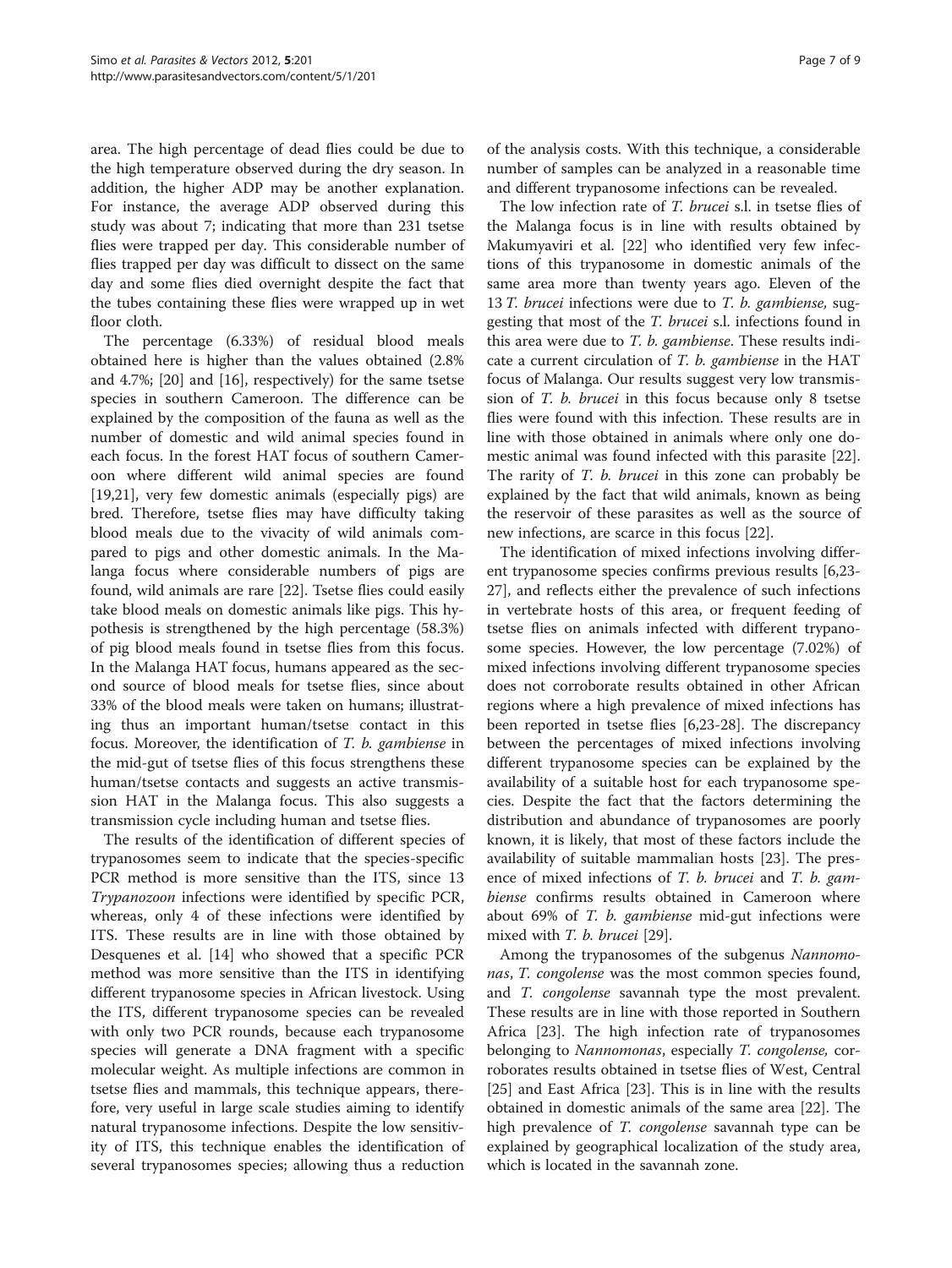area. The high percentage of dead flies could be due to the high temperature observed during the dry season. In addition, the higher ADP may be another explanation. For instance, the average ADP observed during this study was about 7; indicating that more than 231 tsetse flies were trapped per day. This considerable number of flies trapped per day was difficult to dissect on the same day and some flies died overnight despite the fact that the tubes containing these flies were wrapped up in wet floor cloth.

The percentage (6.33%) of residual blood meals obtained here is higher than the values obtained (2.8% and 4.7%; [20] and [16], respectively) for the same tsetse species in southern Cameroon. The difference can be explained by the composition of the fauna as well as the number of domestic and wild animal species found in each focus. In the forest HAT focus of southern Cameroon where different wild animal species are found [19,21], very few domestic animals (especially pigs) are bred. Therefore, tsetse flies may have difficulty taking blood meals due to the vivacity of wild animals compared to pigs and other domestic animals. In the Malanga focus where considerable numbers of pigs are found, wild animals are rare [22]. Tsetse flies could easily take blood meals on domestic animals like pigs. This hypothesis is strengthened by the high percentage (58.3%) of pig blood meals found in tsetse flies from this focus. In the Malanga HAT focus, humans appeared as the second source of blood meals for tsetse flies, since about 33% of the blood meals were taken on humans; illustrating thus an important human/tsetse contact in this focus. Moreover, the identification of *T. b. gambiense* in the mid-gut of tsetse flies of this focus strengthens these human/tsetse contacts and suggests an active transmission HAT in the Malanga focus. This also suggests a transmission cycle including human and tsetse flies.

The results of the identification of different species of trypanosomes seem to indicate that the species-specific PCR method is more sensitive than the ITS, since 13 *Trypanozoon* infections were identified by specific PCR, whereas, only 4 of these infections were identified by ITS. These results are in line with those obtained by Desquenes et al. [14] who showed that a specific PCR method was more sensitive than the ITS in identifying different trypanosome species in African livestock. Using the ITS, different trypanosome species can be revealed with only two PCR rounds, because each trypanosome species will generate a DNA fragment with a specific molecular weight. As multiple infections are common in tsetse flies and mammals, this technique appears, therefore, very useful in large scale studies aiming to identify natural trypanosome infections. Despite the low sensitivity of ITS, this technique enables the identification of several trypanosomes species; allowing thus a reduction of the analysis costs. With this technique, a considerable number of samples can be analyzed in a reasonable time and different trypanosome infections can be revealed.

The low infection rate of *T. brucei* s.l. in tsetse flies of the Malanga focus is in line with results obtained by Makumyaviri et al. [22] who identified very few infections of this trypanosome in domestic animals of the same area more than twenty years ago. Eleven of the 13 *T. brucei* infections were due to *T. b. gambiense,* suggesting that most of the *T. brucei* s.l. infections found in this area were due to *T. b. gambiense*. These results indicate a current circulation of *T. b. gambiense* in the HAT focus of Malanga. Our results suggest very low transmission of *T. b. brucei* in this focus because only 8 tsetse flies were found with this infection. These results are in line with those obtained in animals where only one domestic animal was found infected with this parasite [22]. The rarity of *T. b. brucei* in this zone can probably be explained by the fact that wild animals, known as being the reservoir of these parasites as well as the source of new infections, are scarce in this focus [22].

The identification of mixed infections involving different trypanosome species confirms previous results [6,23-27], and reflects either the prevalence of such infections in vertebrate hosts of this area, or frequent feeding of tsetse flies on animals infected with different trypanosome species. However, the low percentage (7.02%) of mixed infections involving different trypanosome species does not corroborate results obtained in other African regions where a high prevalence of mixed infections has been reported in tsetse flies [6,23-28]. The discrepancy between the percentages of mixed infections involving different trypanosome species can be explained by the availability of a suitable host for each trypanosome species. Despite the fact that the factors determining the distribution and abundance of trypanosomes are poorly known, it is likely, that most of these factors include the availability of suitable mammalian hosts [23]. The presence of mixed infections of *T. b. brucei* and *T. b. gambiense* confirms results obtained in Cameroon where about 69% of *T. b. gambiense* mid-gut infections were mixed with *T. b. brucei* [29].

Among the trypanosomes of the subgenus *Nannomonas*, *T. congolense* was the most common species found, and *T. congolense* savannah type the most prevalent. These results are in line with those reported in Southern Africa [23]. The high infection rate of trypanosomes belonging to *Nannomonas*, especially *T. congolense,* corroborates results obtained in tsetse flies of West, Central [25] and East Africa [23]. This is in line with the results obtained in domestic animals of the same area [22]. The high prevalence of *T. congolense* savannah type can be explained by geographical localization of the study area, which is located in the savannah zone.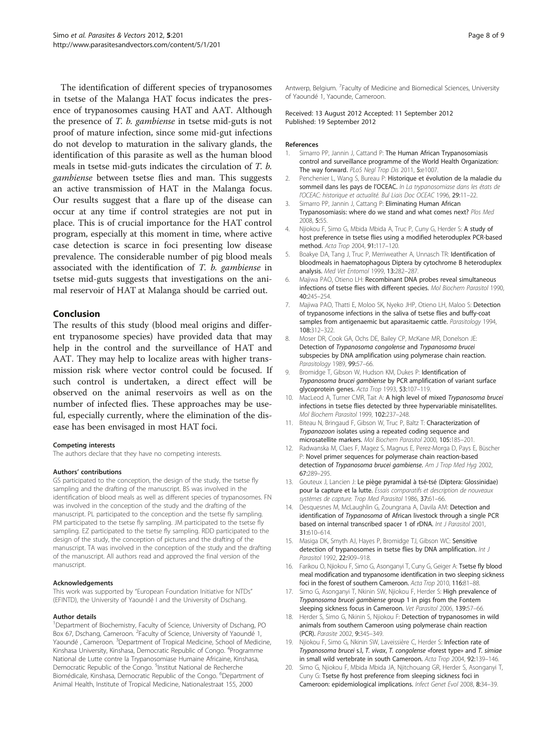The identification of different species of trypanosomes in tsetse of the Malanga HAT focus indicates the presence of trypanosomes causing HAT and AAT. Although the presence of *T. b. gambiense* in tsetse mid-guts is not proof of mature infection, since some mid-gut infections do not develop to maturation in the salivary glands, the identification of this parasite as well as the human blood meals in tsetse mid-guts indicates the circulation of *T. b. gambiense* between tsetse flies and man. This suggests an active transmission of HAT in the Malanga focus. Our results suggest that a flare up of the disease can occur at any time if control strategies are not put in place. This is of crucial importance for the HAT control program, especially at this moment in time, where active case detection is scarce in foci presenting low disease prevalence. The considerable number of pig blood meals associated with the identification of *T. b. gambiense* in tsetse mid-guts suggests that investigations on the animal reservoir of HAT at Malanga should be carried out.

## Conclusion

The results of this study (blood meal origins and different trypanosome species) have provided data that may help in the control and the surveillance of HAT and AAT. They may help to localize areas with higher transmission risk where vector control could be focused. If such control is undertaken, a direct effect will be observed on the animal reservoirs as well as on the number of infected flies. These approaches may be useful, especially currently, where the elimination of the disease has been envisaged in most HAT foci.

#### Competing interests

The authors declare that they have no competing interests.

#### Authors' contributions

GS participated to the conception, the design of the study, the tsetse fly sampling and the drafting of the manuscript. BS was involved in the identification of blood meals as well as different species of trypanosomes. FN was involved in the conception of the study and the drafting of the manuscript. PL participated to the conception and the tsetse fly sampling. PM participated to the tsetse fly sampling. JM participated to the tsetse fly sampling. EZ participated to the tsetse fly sampling. RDD participated to the design of the study, the conception of pictures and the drafting of the manuscript. TA was involved in the conception of the study and the drafting of the manuscript. All authors read and approved the final version of the manuscript.

#### Acknowledgements

This work was supported by "European Foundation Initiative for NTDs" (EFINTD), the University of Yaoundé I and the University of Dschang.

#### Author details

[1]Department of Biochemistry, Faculty of Science, University of Dschang, PO Box 67, Dschang, Cameroon. [2]Faculty of Science, University of Yaoundé 1, Yaoundé , Cameroon. [3]Department of Tropical Medicine, School of Medicine, Kinshasa University, Kinshasa, Democratic Republic of Congo. [4]Programme National de Lutte contre la Trypanosomiase Humaine Africaine, Kinshasa, Democratic Republic of the Congo. [5]Institut National de Recherche Biomédicale, Kinshasa, Democratic Republic of the Congo. [6]Department of Animal Health, Institute of Tropical Medicine, Nationalestraat 155, 2000 Antwerp, Belgium. [7]Faculty of Medicine and Biomedical Sciences, University of Yaoundé 1, Yaounde, Cameroon.

Received: 13 August 2012 Accepted: 11 September 2012
Published: 19 September 2012

#### References

1. Simarro PP, Jannin J, Cattand P: **The Human African Trypanosomiasis control and surveillance programme of the World Health Organization: The way forward.** *PLoS Negl Trop Dis* 2011, **5**:e1007.
2. Penchenier L, Wang S, Bureau P: **Historique et évolution de la maladie du sommeil dans les pays de l'OCEAC.** *In La trypanosomiase dans les états de l'OCEAC: historique et actualité. Bul Liais Doc OCEAC* 1996, **29**:11–22.
3. Simarro PP, Jannin J, Cattang P: **Eliminating Human African Trypanosomiasis: where do we stand and what comes next?** *Plos Med* 2008, **5**:55.
4. Njiokou F, Simo G, Mbida Mbida A, Truc P, Cuny G, Herder S: **A study of host preference in tsetse flies using a modified heteroduplex PCR-based method.** *Acta Trop* 2004, **91**:117–120.
5. Boakye DA, Tang J, Truc P, Merriweather A, Unnasch TR: **Identification of bloodmeals in haematophagous Diptera by cytochrome B heteroduplex analysis.** *Med Vet Entomol* 1999, **13**:282–287.
6. Majiwa PAO, Otieno LH: **Recombinant DNA probes reveal simultaneous infections of tsetse flies with different species.** *Mol Biochem Parasitol* 1990, **40**:245–254.
7. Majiwa PAO, Thatti E, Moloo SK, Nyeko JHP, Otieno LH, Maloo S: **Detection of trypanosome infections in the saliva of tsetse flies and buffy-coat samples from antigenaemic but aparasitaemic cattle.** *Parasitology* 1994, **108**:312–322.
8. Moser DR, Cook GA, Ochs DE, Bailey CP, McKane MR, Donelson JE: **Detection of *Trypanosoma congolense* and *Trypanosoma brucei* subspecies by DNA amplification using polymerase chain reaction.** *Parasitology* 1989, **99**:57–66.
9. Bromidge T, Gibson W, Hudson KM, Dukes P: **Identification of *Trypanosoma brucei gambiense* by PCR amplification of variant surface glycoprotein genes.** *Acta Trop* 1993, **53**:107–119.
10. MacLeod A, Turner CMR, Tait A: **A high level of mixed *Trypanosoma brucei* infections in tsetse flies detected by three hypervariable minisatellites.** *Mol Biochem Parasitol* 1999, **102**:237–248.
11. Biteau N, Bringaud F, Gibson W, Truc P, Baltz T: **Characterization of *Trypanozoon* isolates using a repeated coding sequence and microsatellite markers.** *Mol Biochem Parasitol* 2000, **105**:185–201.
12. Radwanska M, Claes F, Magez S, Magnus E, Perez-Morga D, Pays E, Büscher P: **Novel primer sequences for polymerase chain reaction-based detection of *Trypanosoma brucei gambiense*.** *Am J Trop Med Hyg* 2002, **67**:289–295.
13. Gouteux J, Lancien J: **Le piège pyramidal à tsé-tsé (Diptera: Glossinidae) pour la capture et la lutte.** *Essais comparatifs et description de nouveaux systèmes de capture. Trop Med Parasitol* 1986, **37**:61–66.
14. Desquesnes M, McLaughlin G, Zoungrana A, Davila AM: **Detection and identification of *Trypanosoma* of African livestock through a single PCR based on internal transcribed spacer 1 of rDNA.** *Int J Parasitol* 2001, **31**:610–614.
15. Masiga DK, Smyth AJ, Hayes P, Bromidge TJ, Gibson WC: **Sensitive detection of trypanosomes in tsetse flies by DNA amplification.** *Int J Parasitol* 1992, **22**:909–918.
16. Farikou O, Njiokou F, Simo G, Asonganyi T, Cuny G, Geiger A: **Tsetse fly blood meal modification and trypanosome identification in two sleeping sickness foci in the forest of southern Cameroon.** *Acta Trop* 2010, **116**:81–88.
17. Simo G, Asonganyi T, Nkinin SW, Njiokou F, Herder S: **High prevalence of *Trypanosoma brucei gambiense* group 1 in pigs from the Fontem sleeping sickness focus in Cameroon.** *Vet Parasitol* 2006, **139**:57–66.
18. Herder S, Simo G, Nkinin S, Njiokou F: **Detection of trypanosomes in wild animals from southern Cameroon using polymerase chain reaction (PCR).** *Parasite* 2002, **9**:345–349.
19. Njiokou F, Simo G, Nkinin SW, Laveissière C, Herder S: **Infection rate of *Trypanosoma brucei* s.l, *T. vivax*, *T. congolense* «forest type» and *T. simiae* in small wild vertebrate in south Cameroon.** *Acta Trop* 2004, **92**:139–146.
20. Simo G, Njiokou F, Mbida Mbida JA, Njitchouang GR, Herder S, Asonganyi T, Cuny G: **Tsetse fly host preference from sleeping sickness foci in Cameroon: epidemiological implications.** *Infect Genet Evol* 2008, **8**:34–39.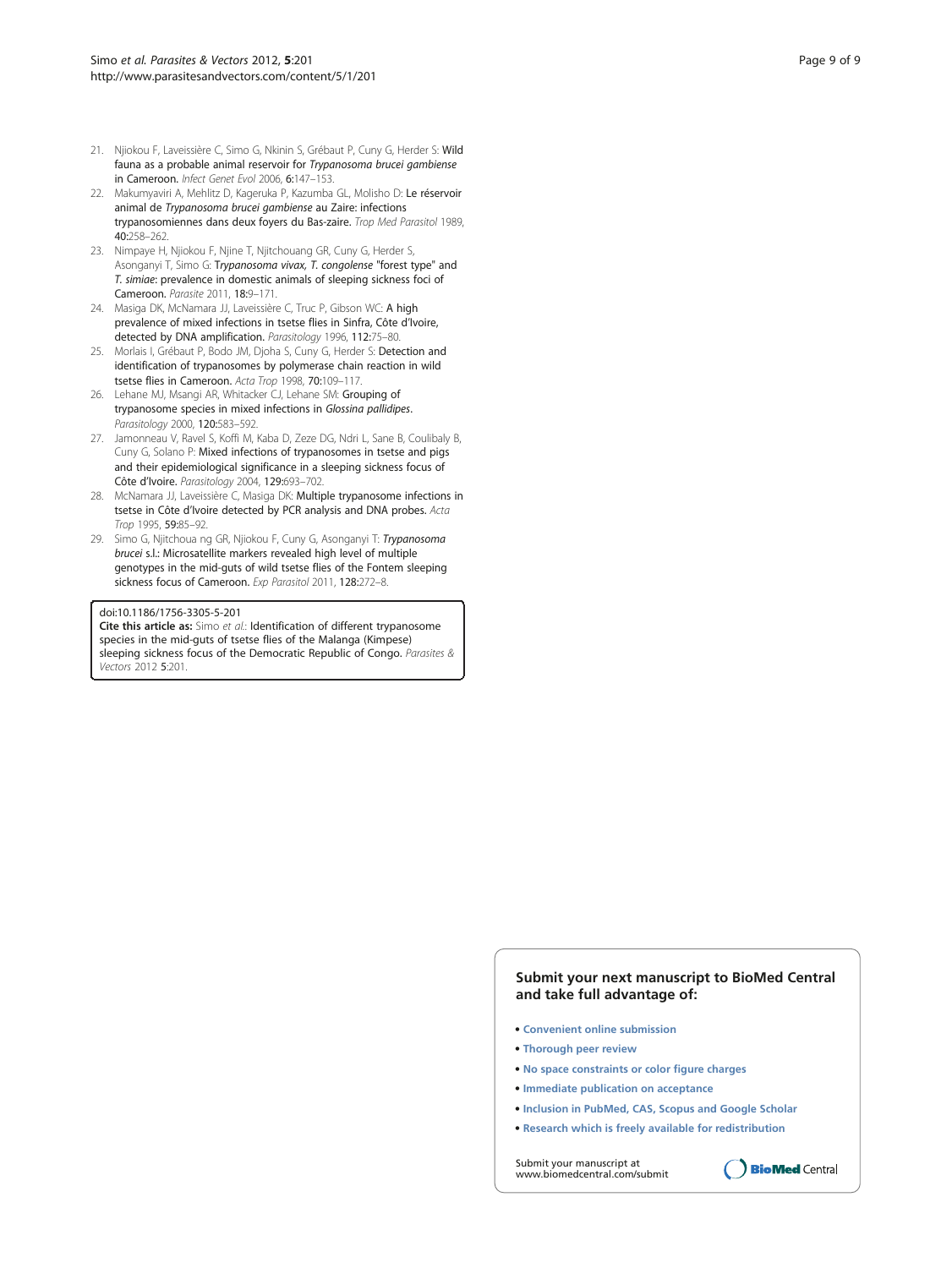21. Njiokou F, Laveissière C, Simo G, Nkinin S, Grébaut P, Cuny G, Herder S: **Wild fauna as a probable animal reservoir for *Trypanosoma brucei gambiense* in Cameroon.** *Infect Genet Evol* 2006, **6:**147–153.
22. Makumyaviri A, Mehlitz D, Kageruka P, Kazumba GL, Molisho D: **Le réservoir animal de *Trypanosoma brucei gambiense* au Zaire: infections trypanosomiennes dans deux foyers du Bas-zaire.** *Trop Med Parasitol* 1989, **40:**258–262.
23. Nimpaye H, Njiokou F, Njine T, Njitchouang GR, Cuny G, Herder S, Asonganyi T, Simo G: ***Trypanosoma vivax, T. congolense* "forest type" and *T. simiae*: prevalence in domestic animals of sleeping sickness foci of Cameroon.** *Parasite* 2011, **18:**9–171.
24. Masiga DK, McNamara JJ, Laveissière C, Truc P, Gibson WC: **A high prevalence of mixed infections in tsetse flies in Sinfra, Côte d'Ivoire, detected by DNA amplification.** *Parasitology* 1996, **112:**75–80.
25. Morlais I, Grébaut P, Bodo JM, Djoha S, Cuny G, Herder S: **Detection and identification of trypanosomes by polymerase chain reaction in wild tsetse flies in Cameroon.** *Acta Trop* 1998, **70:**109–117.
26. Lehane MJ, Msangi AR, Whitacker CJ, Lehane SM: **Grouping of trypanosome species in mixed infections in *Glossina pallidipes*.** *Parasitology* 2000, **120:**583–592.
27. Jamonneau V, Ravel S, Koffi M, Kaba D, Zeze DG, Ndri L, Sane B, Coulibaly B, Cuny G, Solano P: **Mixed infections of trypanosomes in tsetse and pigs and their epidemiological significance in a sleeping sickness focus of Côte d'Ivoire.** *Parasitology* 2004, **129:**693–702.
28. McNamara JJ, Laveissière C, Masiga DK: **Multiple trypanosome infections in tsetse in Côte d'Ivoire detected by PCR analysis and DNA probes.** *Acta Trop* 1995, **59:**85–92.
29. Simo G, Njitchoua ng GR, Njiokou F, Cuny G, Asonganyi T: ***Trypanosoma brucei* s.l.: Microsatellite markers revealed high level of multiple genotypes in the mid-guts of wild tsetse flies of the Fontem sleeping sickness focus of Cameroon.** *Exp Parasitol* 2011, **128:**272–8.

doi:10.1186/1756-3305-5-201

**Cite this article as:** Simo *et al.*: Identification of different trypanosome species in the mid-guts of tsetse flies of the Malanga (Kimpese) sleeping sickness focus of the Democratic Republic of Congo. *Parasites & Vectors* 2012 **5**:201.

**Submit your next manuscript to BioMed Central and take full advantage of:**

- **Convenient online submission**
- **Thorough peer review**
- **No space constraints or color figure charges**
- **Immediate publication on acceptance**
- **Inclusion in PubMed, CAS, Scopus and Google Scholar**
- **Research which is freely available for redistribution**

Submit your manuscript at
www.biomedcentral.com/submit

BioMed Central